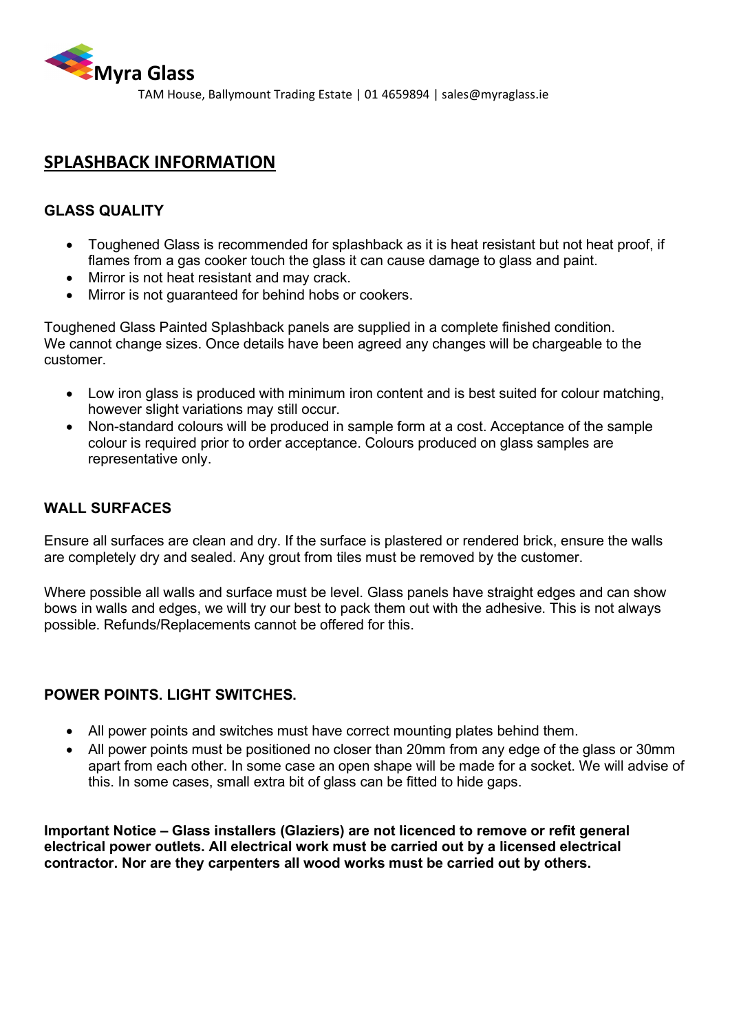**Myra Glass**

TAM House, Ballymount Trading Estate | 01 4659894 | sales@myraglass.ie

# SPLASHBACK INFORMATION

## GLASS QUALITY

- Toughened Glass is recommended for splashback as it is heat resistant but not heat proof, if flames from a gas cooker touch the glass it can cause damage to glass and paint.
- Mirror is not heat resistant and may crack.
- Mirror is not guaranteed for behind hobs or cookers.

Toughened Glass Painted Splashback panels are supplied in a complete finished condition. We cannot change sizes. Once details have been agreed any changes will be chargeable to the customer.

- Low iron glass is produced with minimum iron content and is best suited for colour matching, however slight variations may still occur.
- Non-standard colours will be produced in sample form at a cost. Acceptance of the sample colour is required prior to order acceptance. Colours produced on glass samples are representative only.

## WALL SURFACES

Ensure all surfaces are clean and dry. If the surface is plastered or rendered brick, ensure the walls are completely dry and sealed. Any grout from tiles must be removed by the customer.

Where possible all walls and surface must be level. Glass panels have straight edges and can show bows in walls and edges, we will try our best to pack them out with the adhesive. This is not always possible. Refunds/Replacements cannot be offered for this.

## POWER POINTS. LIGHT SWITCHES.

- All power points and switches must have correct mounting plates behind them.
- All power points must be positioned no closer than 20mm from any edge of the glass or 30mm apart from each other. In some case an open shape will be made for a socket. We will advise of this. In some cases, small extra bit of glass can be fitted to hide gaps.

**Important Notice – Glass installers (Glaziers) are not licenced to remove or refit general electrical power outlets. All electrical work must be carried out by a licensed electrical contractor. Nor are they carpenters all wood works must be carried out by others.**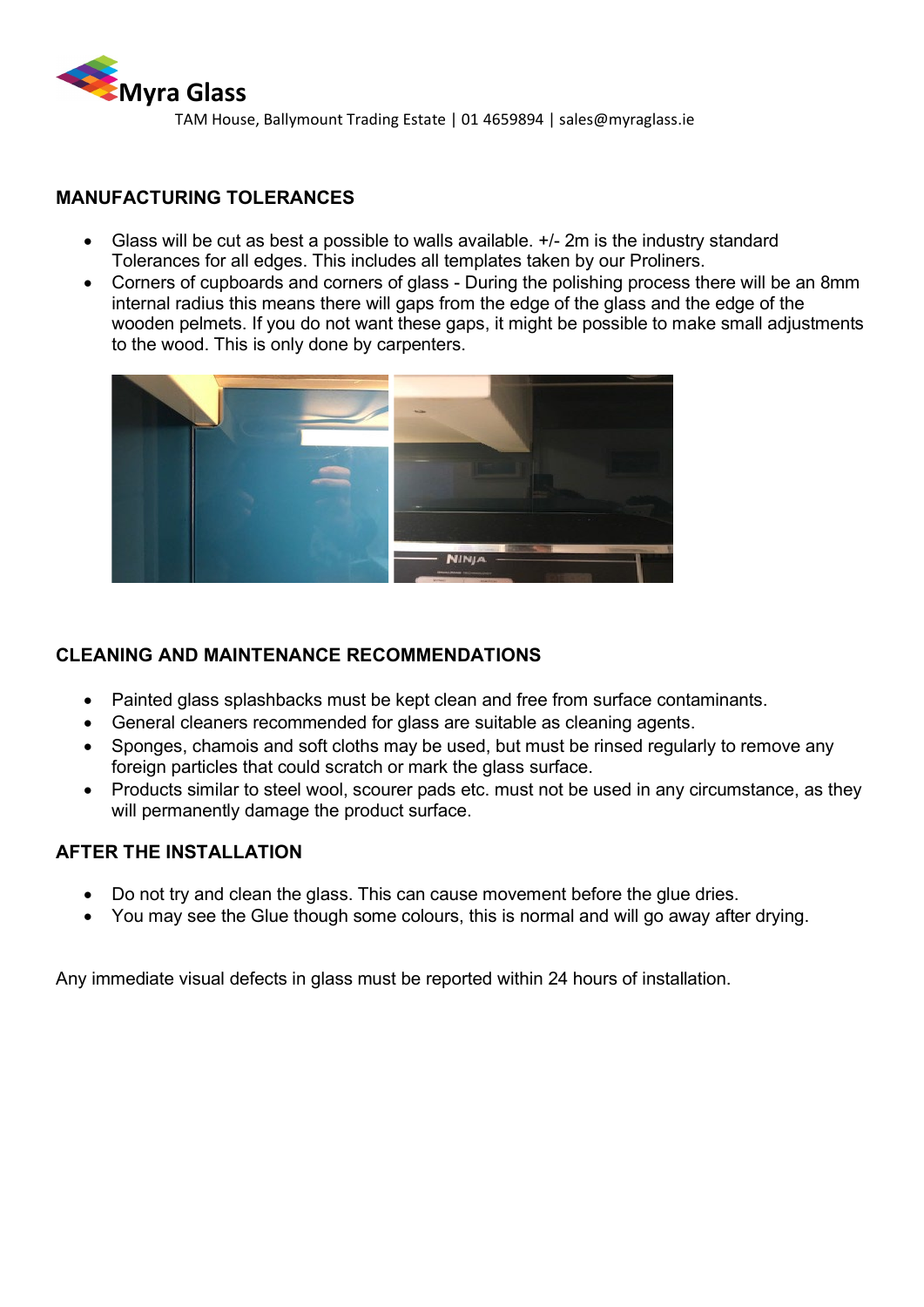Myra Glass
TAM House, Ballymount Trading Estate | 01 4659894 | sales@myraglass.ie

## MANUFACTURING TOLERANCES

- Glass will be cut as best a possible to walls available. +/- 2m is the industry standard Tolerances for all edges. This includes all templates taken by our Proliners.
- Corners of cupboards and corners of glass - During the polishing process there will be an 8mm internal radius this means there will gaps from the edge of the glass and the edge of the wooden pelmets. If you do not want these gaps, it might be possible to make small adjustments to the wood. This is only done by carpenters.

## CLEANING AND MAINTENANCE RECOMMENDATIONS

- Painted glass splashbacks must be kept clean and free from surface contaminants.
- General cleaners recommended for glass are suitable as cleaning agents.
- Sponges, chamois and soft cloths may be used, but must be rinsed regularly to remove any foreign particles that could scratch or mark the glass surface.
- Products similar to steel wool, scourer pads etc. must not be used in any circumstance, as they will permanently damage the product surface.

## AFTER THE INSTALLATION

- Do not try and clean the glass. This can cause movement before the glue dries.
- You may see the Glue though some colours, this is normal and will go away after drying.

Any immediate visual defects in glass must be reported within 24 hours of installation.